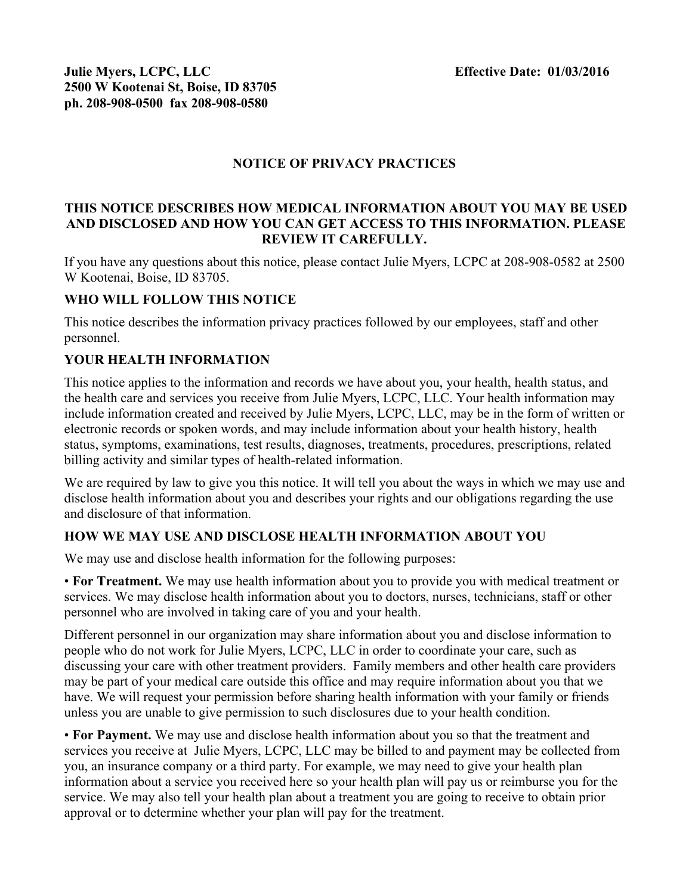**Julie Myers, LCPC, LLC**
**2500 W Kootenai St, Boise, ID 83705**
**ph. 208-908-0500 fax 208-908-0580**

**Effective Date: 01/03/2016**

# NOTICE OF PRIVACY PRACTICES

## THIS NOTICE DESCRIBES HOW MEDICAL INFORMATION ABOUT YOU MAY BE USED AND DISCLOSED AND HOW YOU CAN GET ACCESS TO THIS INFORMATION. PLEASE REVIEW IT CAREFULLY.

If you have any questions about this notice, please contact Julie Myers, LCPC at 208-908-0582 at 2500 W Kootenai, Boise, ID 83705.

## WHO WILL FOLLOW THIS NOTICE

This notice describes the information privacy practices followed by our employees, staff and other personnel.

## YOUR HEALTH INFORMATION

This notice applies to the information and records we have about you, your health, health status, and the health care and services you receive from Julie Myers, LCPC, LLC. Your health information may include information created and received by Julie Myers, LCPC, LLC, may be in the form of written or electronic records or spoken words, and may include information about your health history, health status, symptoms, examinations, test results, diagnoses, treatments, procedures, prescriptions, related billing activity and similar types of health-related information.

We are required by law to give you this notice. It will tell you about the ways in which we may use and disclose health information about you and describes your rights and our obligations regarding the use and disclosure of that information.

## HOW WE MAY USE AND DISCLOSE HEALTH INFORMATION ABOUT YOU

We may use and disclose health information for the following purposes:

• **For Treatment.** We may use health information about you to provide you with medical treatment or services. We may disclose health information about you to doctors, nurses, technicians, staff or other personnel who are involved in taking care of you and your health.

Different personnel in our organization may share information about you and disclose information to people who do not work for Julie Myers, LCPC, LLC in order to coordinate your care, such as discussing your care with other treatment providers. Family members and other health care providers may be part of your medical care outside this office and may require information about you that we have. We will request your permission before sharing health information with your family or friends unless you are unable to give permission to such disclosures due to your health condition.

• **For Payment.** We may use and disclose health information about you so that the treatment and services you receive at Julie Myers, LCPC, LLC may be billed to and payment may be collected from you, an insurance company or a third party. For example, we may need to give your health plan information about a service you received here so your health plan will pay us or reimburse you for the service. We may also tell your health plan about a treatment you are going to receive to obtain prior approval or to determine whether your plan will pay for the treatment.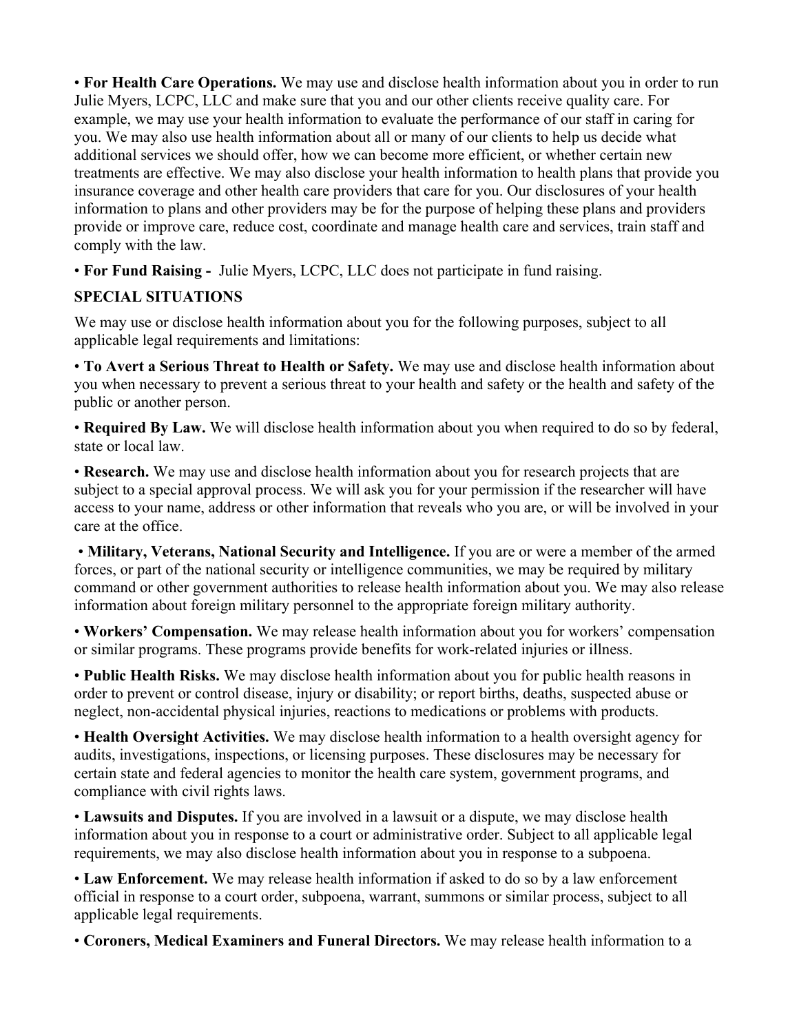• **For Health Care Operations.** We may use and disclose health information about you in order to run Julie Myers, LCPC, LLC and make sure that you and our other clients receive quality care. For example, we may use your health information to evaluate the performance of our staff in caring for you. We may also use health information about all or many of our clients to help us decide what additional services we should offer, how we can become more efficient, or whether certain new treatments are effective. We may also disclose your health information to health plans that provide you insurance coverage and other health care providers that care for you. Our disclosures of your health information to plans and other providers may be for the purpose of helping these plans and providers provide or improve care, reduce cost, coordinate and manage health care and services, train staff and comply with the law.

• **For Fund Raising -** Julie Myers, LCPC, LLC does not participate in fund raising.

**SPECIAL SITUATIONS**

We may use or disclose health information about you for the following purposes, subject to all applicable legal requirements and limitations:

• **To Avert a Serious Threat to Health or Safety.** We may use and disclose health information about you when necessary to prevent a serious threat to your health and safety or the health and safety of the public or another person.

• **Required By Law.** We will disclose health information about you when required to do so by federal, state or local law.

• **Research.** We may use and disclose health information about you for research projects that are subject to a special approval process. We will ask you for your permission if the researcher will have access to your name, address or other information that reveals who you are, or will be involved in your care at the office.

• **Military, Veterans, National Security and Intelligence.** If you are or were a member of the armed forces, or part of the national security or intelligence communities, we may be required by military command or other government authorities to release health information about you. We may also release information about foreign military personnel to the appropriate foreign military authority.

• **Workers' Compensation.** We may release health information about you for workers' compensation or similar programs. These programs provide benefits for work-related injuries or illness.

• **Public Health Risks.** We may disclose health information about you for public health reasons in order to prevent or control disease, injury or disability; or report births, deaths, suspected abuse or neglect, non-accidental physical injuries, reactions to medications or problems with products.

• **Health Oversight Activities.** We may disclose health information to a health oversight agency for audits, investigations, inspections, or licensing purposes. These disclosures may be necessary for certain state and federal agencies to monitor the health care system, government programs, and compliance with civil rights laws.

• **Lawsuits and Disputes.** If you are involved in a lawsuit or a dispute, we may disclose health information about you in response to a court or administrative order. Subject to all applicable legal requirements, we may also disclose health information about you in response to a subpoena.

• **Law Enforcement.** We may release health information if asked to do so by a law enforcement official in response to a court order, subpoena, warrant, summons or similar process, subject to all applicable legal requirements.

• **Coroners, Medical Examiners and Funeral Directors.** We may release health information to a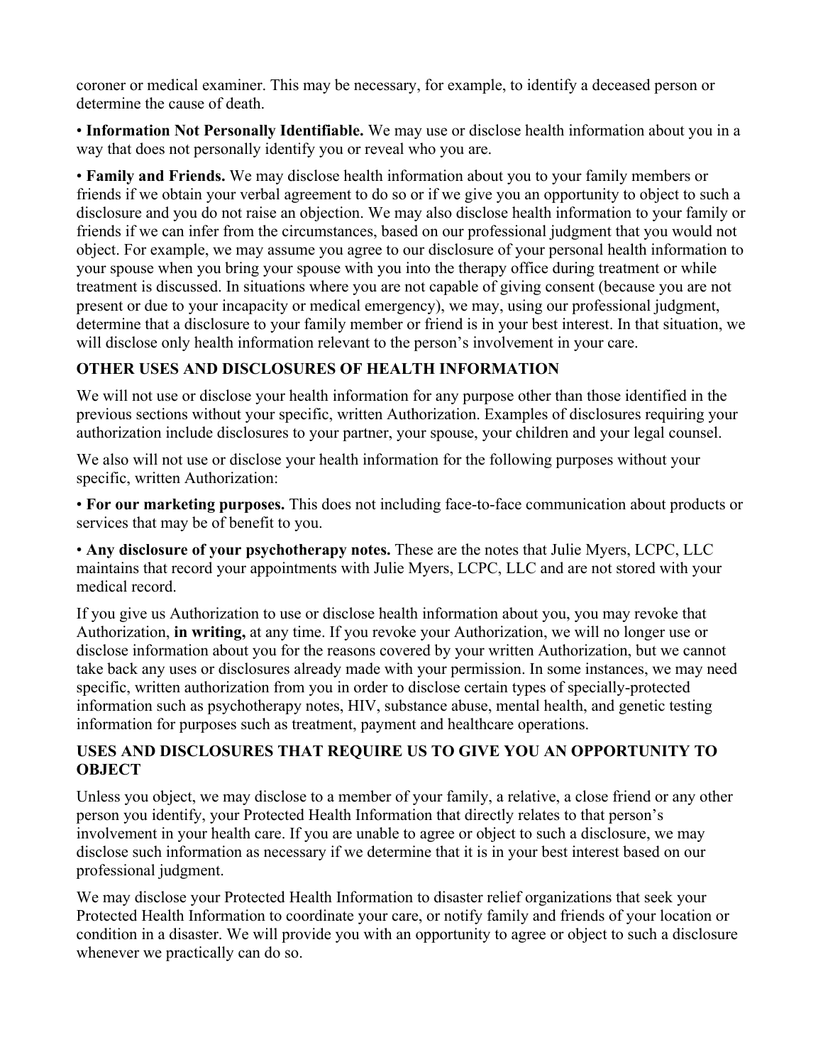coroner or medical examiner. This may be necessary, for example, to identify a deceased person or determine the cause of death.

• **Information Not Personally Identifiable.** We may use or disclose health information about you in a way that does not personally identify you or reveal who you are.

• **Family and Friends.** We may disclose health information about you to your family members or friends if we obtain your verbal agreement to do so or if we give you an opportunity to object to such a disclosure and you do not raise an objection. We may also disclose health information to your family or friends if we can infer from the circumstances, based on our professional judgment that you would not object. For example, we may assume you agree to our disclosure of your personal health information to your spouse when you bring your spouse with you into the therapy office during treatment or while treatment is discussed. In situations where you are not capable of giving consent (because you are not present or due to your incapacity or medical emergency), we may, using our professional judgment, determine that a disclosure to your family member or friend is in your best interest. In that situation, we will disclose only health information relevant to the person's involvement in your care.

## OTHER USES AND DISCLOSURES OF HEALTH INFORMATION

We will not use or disclose your health information for any purpose other than those identified in the previous sections without your specific, written Authorization. Examples of disclosures requiring your authorization include disclosures to your partner, your spouse, your children and your legal counsel.

We also will not use or disclose your health information for the following purposes without your specific, written Authorization:

• **For our marketing purposes.** This does not including face-to-face communication about products or services that may be of benefit to you.

• **Any disclosure of your psychotherapy notes.** These are the notes that Julie Myers, LCPC, LLC maintains that record your appointments with Julie Myers, LCPC, LLC and are not stored with your medical record.

If you give us Authorization to use or disclose health information about you, you may revoke that Authorization, **in writing,** at any time. If you revoke your Authorization, we will no longer use or disclose information about you for the reasons covered by your written Authorization, but we cannot take back any uses or disclosures already made with your permission. In some instances, we may need specific, written authorization from you in order to disclose certain types of specially-protected information such as psychotherapy notes, HIV, substance abuse, mental health, and genetic testing information for purposes such as treatment, payment and healthcare operations.

## USES AND DISCLOSURES THAT REQUIRE US TO GIVE YOU AN OPPORTUNITY TO OBJECT

Unless you object, we may disclose to a member of your family, a relative, a close friend or any other person you identify, your Protected Health Information that directly relates to that person's involvement in your health care. If you are unable to agree or object to such a disclosure, we may disclose such information as necessary if we determine that it is in your best interest based on our professional judgment.

We may disclose your Protected Health Information to disaster relief organizations that seek your Protected Health Information to coordinate your care, or notify family and friends of your location or condition in a disaster. We will provide you with an opportunity to agree or object to such a disclosure whenever we practically can do so.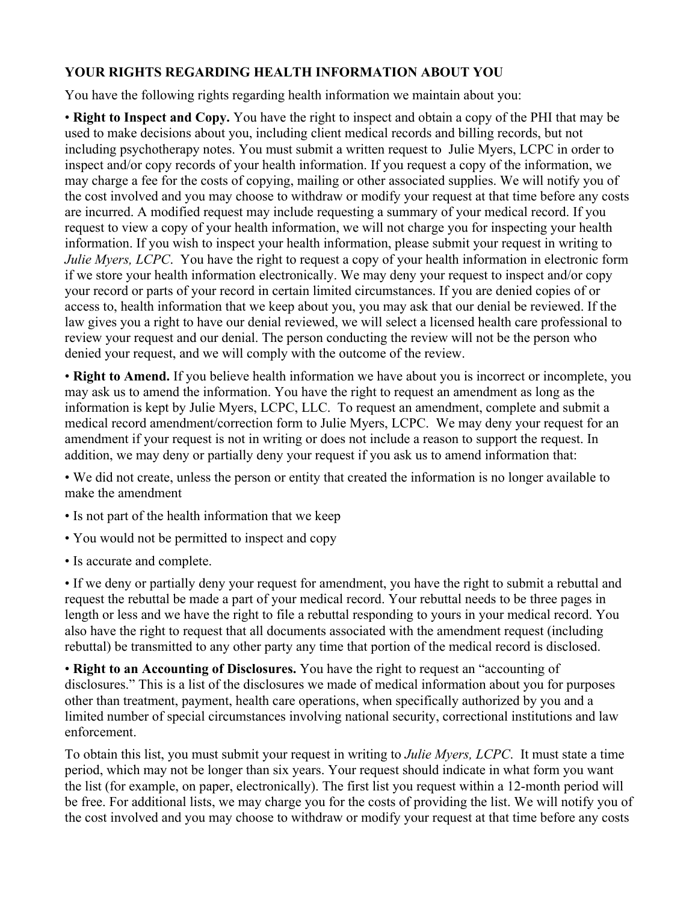## YOUR RIGHTS REGARDING HEALTH INFORMATION ABOUT YOU

You have the following rights regarding health information we maintain about you:

• **Right to Inspect and Copy.** You have the right to inspect and obtain a copy of the PHI that may be used to make decisions about you, including client medical records and billing records, but not including psychotherapy notes. You must submit a written request to Julie Myers, LCPC in order to inspect and/or copy records of your health information. If you request a copy of the information, we may charge a fee for the costs of copying, mailing or other associated supplies. We will notify you of the cost involved and you may choose to withdraw or modify your request at that time before any costs are incurred. A modified request may include requesting a summary of your medical record. If you request to view a copy of your health information, we will not charge you for inspecting your health information. If you wish to inspect your health information, please submit your request in writing to *Julie Myers, LCPC*. You have the right to request a copy of your health information in electronic form if we store your health information electronically. We may deny your request to inspect and/or copy your record or parts of your record in certain limited circumstances. If you are denied copies of or access to, health information that we keep about you, you may ask that our denial be reviewed. If the law gives you a right to have our denial reviewed, we will select a licensed health care professional to review your request and our denial. The person conducting the review will not be the person who denied your request, and we will comply with the outcome of the review.

• **Right to Amend.** If you believe health information we have about you is incorrect or incomplete, you may ask us to amend the information. You have the right to request an amendment as long as the information is kept by Julie Myers, LCPC, LLC. To request an amendment, complete and submit a medical record amendment/correction form to Julie Myers, LCPC. We may deny your request for an amendment if your request is not in writing or does not include a reason to support the request. In addition, we may deny or partially deny your request if you ask us to amend information that:

• We did not create, unless the person or entity that created the information is no longer available to make the amendment

• Is not part of the health information that we keep

• You would not be permitted to inspect and copy

• Is accurate and complete.

• If we deny or partially deny your request for amendment, you have the right to submit a rebuttal and request the rebuttal be made a part of your medical record. Your rebuttal needs to be three pages in length or less and we have the right to file a rebuttal responding to yours in your medical record. You also have the right to request that all documents associated with the amendment request (including rebuttal) be transmitted to any other party any time that portion of the medical record is disclosed.

• **Right to an Accounting of Disclosures.** You have the right to request an "accounting of disclosures." This is a list of the disclosures we made of medical information about you for purposes other than treatment, payment, health care operations, when specifically authorized by you and a limited number of special circumstances involving national security, correctional institutions and law enforcement.

To obtain this list, you must submit your request in writing to *Julie Myers, LCPC*. It must state a time period, which may not be longer than six years. Your request should indicate in what form you want the list (for example, on paper, electronically). The first list you request within a 12-month period will be free. For additional lists, we may charge you for the costs of providing the list. We will notify you of the cost involved and you may choose to withdraw or modify your request at that time before any costs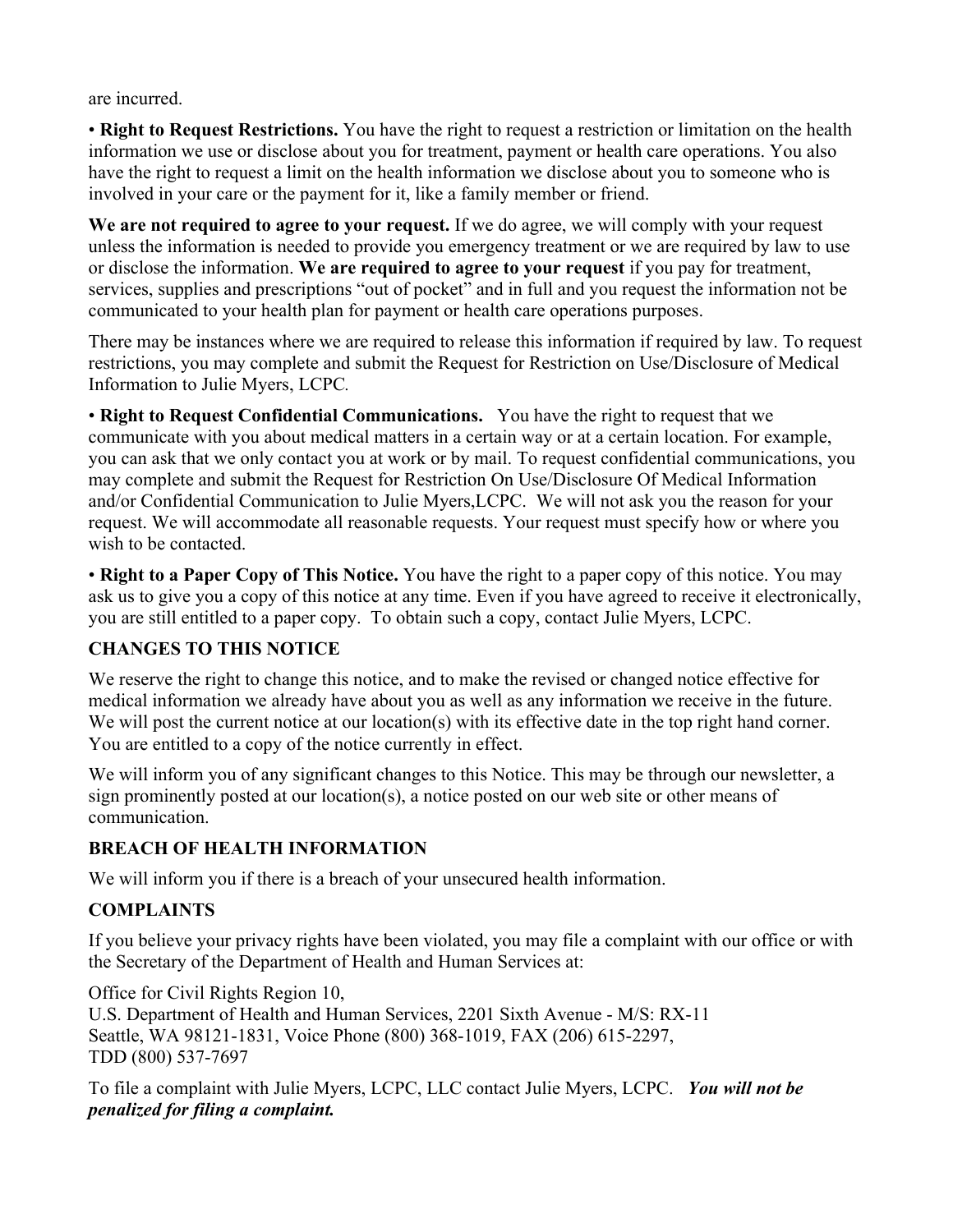are incurred.

- **Right to Request Restrictions.** You have the right to request a restriction or limitation on the health information we use or disclose about you for treatment, payment or health care operations. You also have the right to request a limit on the health information we disclose about you to someone who is involved in your care or the payment for it, like a family member or friend.

**We are not required to agree to your request.** If we do agree, we will comply with your request unless the information is needed to provide you emergency treatment or we are required by law to use or disclose the information. **We are required to agree to your request** if you pay for treatment, services, supplies and prescriptions "out of pocket" and in full and you request the information not be communicated to your health plan for payment or health care operations purposes.

There may be instances where we are required to release this information if required by law. To request restrictions, you may complete and submit the Request for Restriction on Use/Disclosure of Medical Information to Julie Myers, LCPC.

- **Right to Request Confidential Communications.** You have the right to request that we communicate with you about medical matters in a certain way or at a certain location. For example, you can ask that we only contact you at work or by mail. To request confidential communications, you may complete and submit the Request for Restriction On Use/Disclosure Of Medical Information and/or Confidential Communication to Julie Myers,LCPC. We will not ask you the reason for your request. We will accommodate all reasonable requests. Your request must specify how or where you wish to be contacted.

- **Right to a Paper Copy of This Notice.** You have the right to a paper copy of this notice. You may ask us to give you a copy of this notice at any time. Even if you have agreed to receive it electronically, you are still entitled to a paper copy. To obtain such a copy, contact Julie Myers, LCPC.

## CHANGES TO THIS NOTICE

We reserve the right to change this notice, and to make the revised or changed notice effective for medical information we already have about you as well as any information we receive in the future. We will post the current notice at our location(s) with its effective date in the top right hand corner. You are entitled to a copy of the notice currently in effect.

We will inform you of any significant changes to this Notice. This may be through our newsletter, a sign prominently posted at our location(s), a notice posted on our web site or other means of communication.

## BREACH OF HEALTH INFORMATION

We will inform you if there is a breach of your unsecured health information.

## COMPLAINTS

If you believe your privacy rights have been violated, you may file a complaint with our office or with the Secretary of the Department of Health and Human Services at:

Office for Civil Rights Region 10,
U.S. Department of Health and Human Services, 2201 Sixth Avenue - M/S: RX-11
Seattle, WA 98121-1831, Voice Phone (800) 368-1019, FAX (206) 615-2297,
TDD (800) 537-7697

To file a complaint with Julie Myers, LCPC, LLC contact Julie Myers, LCPC. ***You will not be penalized for filing a complaint.***